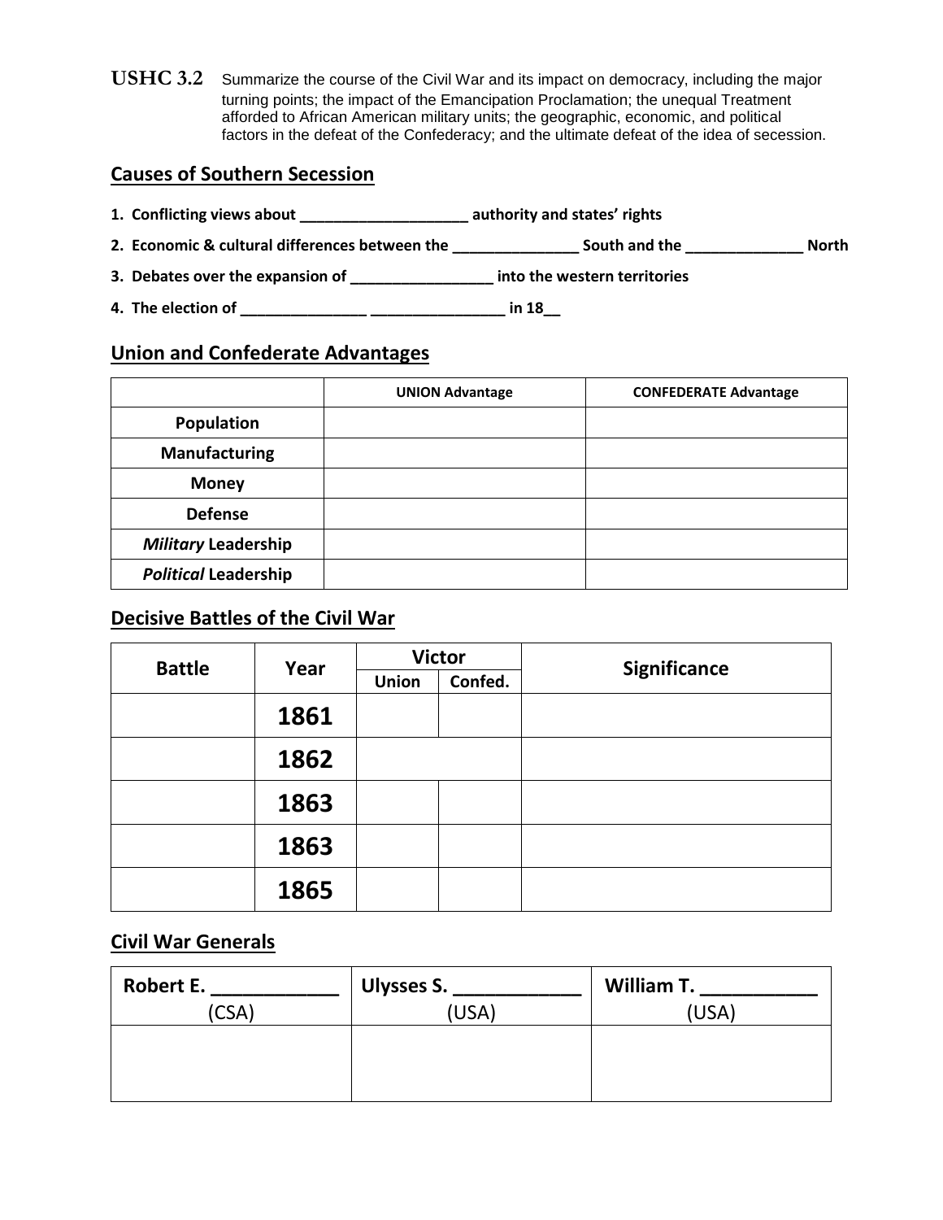**USHC 3.2** Summarize the course of the Civil War and its impact on democracy, including the major turning points; the impact of the Emancipation Proclamation; the unequal Treatment afforded to African American military units; the geographic, economic, and political factors in the defeat of the Confederacy; and the ultimate defeat of the idea of secession.

## Causes of Southern Secession

1. **Conflicting views about ____________________ authority and states' rights**
2. **Economic & cultural differences between the _______________ South and the ______________ North**
3. **Debates over the expansion of _________________ into the western territories**
4. **The election of _______________ ________________ in 18__**

## Union and Confederate Advantages

| | UNION Advantage | CONFEDERATE Advantage |
|---|---|---|
| **Population** | | |
| **Manufacturing** | | |
| **Money** | | |
| **Defense** | | |
| ***Military* Leadership** | | |
| ***Political* Leadership** | | |

## Decisive Battles of the Civil War

| Battle | Year | Victor | | Significance |
|---|---|---|---|---|
| | | Union | Confed. | |
| | **1861** | | | |
| | **1862** | | | |
| | **1863** | | | |
| | **1863** | | | |
| | **1865** | | | |

## Civil War Generals

| Robert E. ____________ (CSA) | Ulysses S. ____________ (USA) | William T. ___________ (USA) |
|---|---|---|
| | | |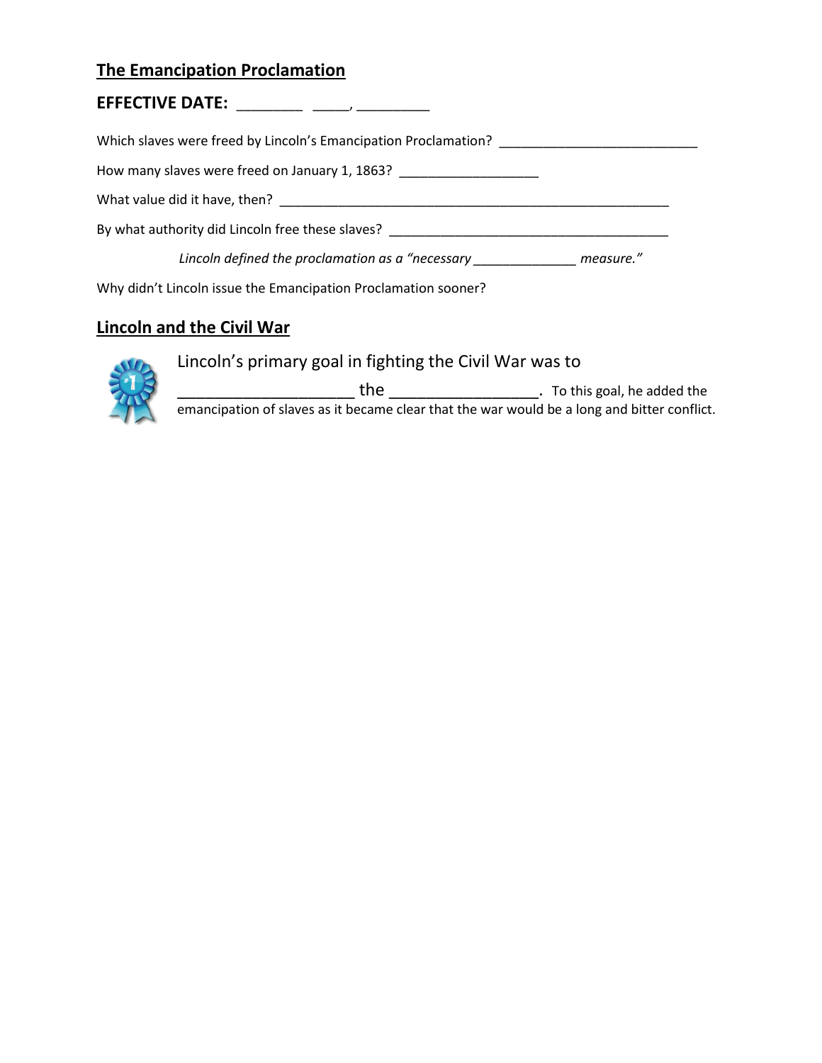## The Emancipation Proclamation

**EFFECTIVE DATE:** ________ _____, _________

Which slaves were freed by Lincoln's Emancipation Proclamation? ___________________________

How many slaves were freed on January 1, 1863? ___________________

What value did it have, then? _______________________________________________________

By what authority did Lincoln free these slaves? _______________________________________

*Lincoln defined the proclamation as a "necessary ______________ measure."*

Why didn't Lincoln issue the Emancipation Proclamation sooner?

## Lincoln and the Civil War

Lincoln's primary goal in fighting the Civil War was to ____________________ the _________________. To this goal, he added the emancipation of slaves as it became clear that the war would be a long and bitter conflict.